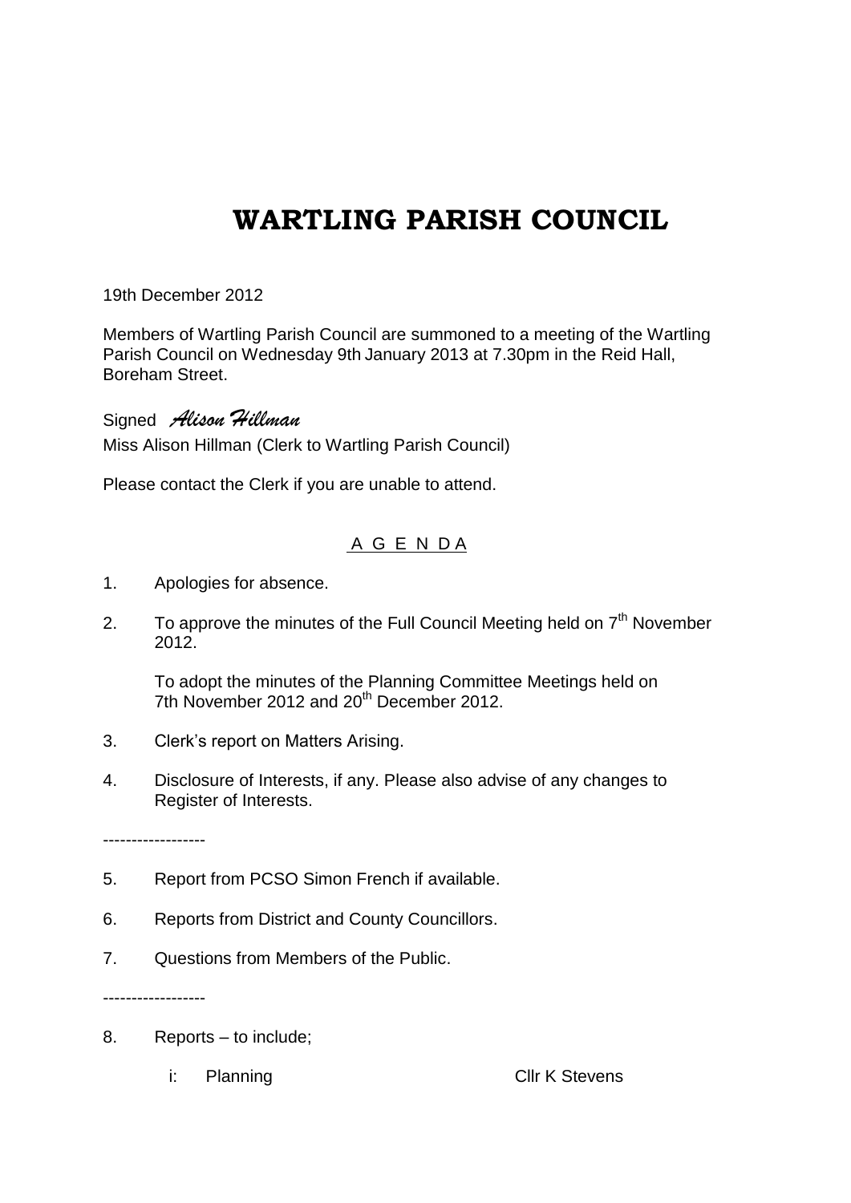# WARTLING PARISH COUNCIL

19th December 2012

Members of Wartling Parish Council are summoned to a meeting of the Wartling Parish Council on Wednesday 9th January 2013 at 7.30pm in the Reid Hall, Boreham Street.

Signed *Alison Hillman*

Miss Alison Hillman (Clerk to Wartling Parish Council)

Please contact the Clerk if you are unable to attend.

## A G E N D A

1. Apologies for absence.

2. To approve the minutes of the Full Council Meeting held on 7th November 2012.

   To adopt the minutes of the Planning Committee Meetings held on 7th November 2012 and 20th December 2012.

3. Clerk's report on Matters Arising.

4. Disclosure of Interests, if any. Please also advise of any changes to Register of Interests.

------------------

5. Report from PCSO Simon French if available.

6. Reports from District and County Councillors.

7. Questions from Members of the Public.

------------------

8. Reports – to include;

   i: Planning — Cllr K Stevens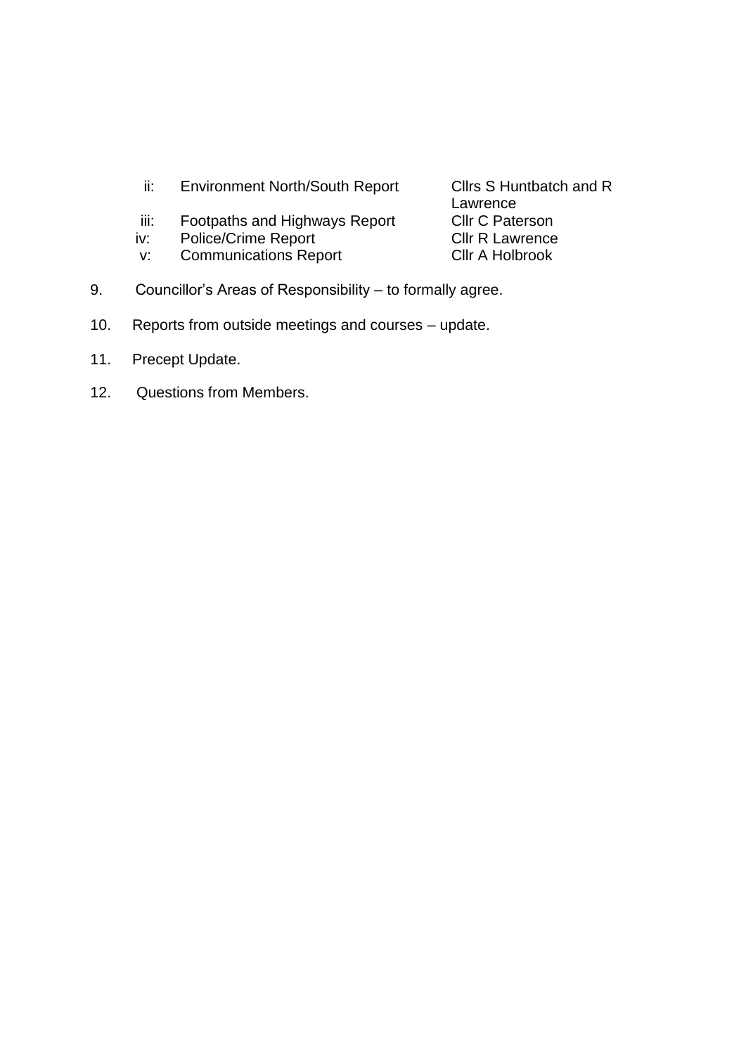| | | |
|---|---|---|
| ii: | Environment North/South Report | Cllrs S Huntbatch and R Lawrence |
| iii: | Footpaths and Highways Report | Cllr C Paterson |
| iv: | Police/Crime Report | Cllr R Lawrence |
| v: | Communications Report | Cllr A Holbrook |

9. Councillor's Areas of Responsibility – to formally agree.

10. Reports from outside meetings and courses – update.

11. Precept Update.

12. Questions from Members.